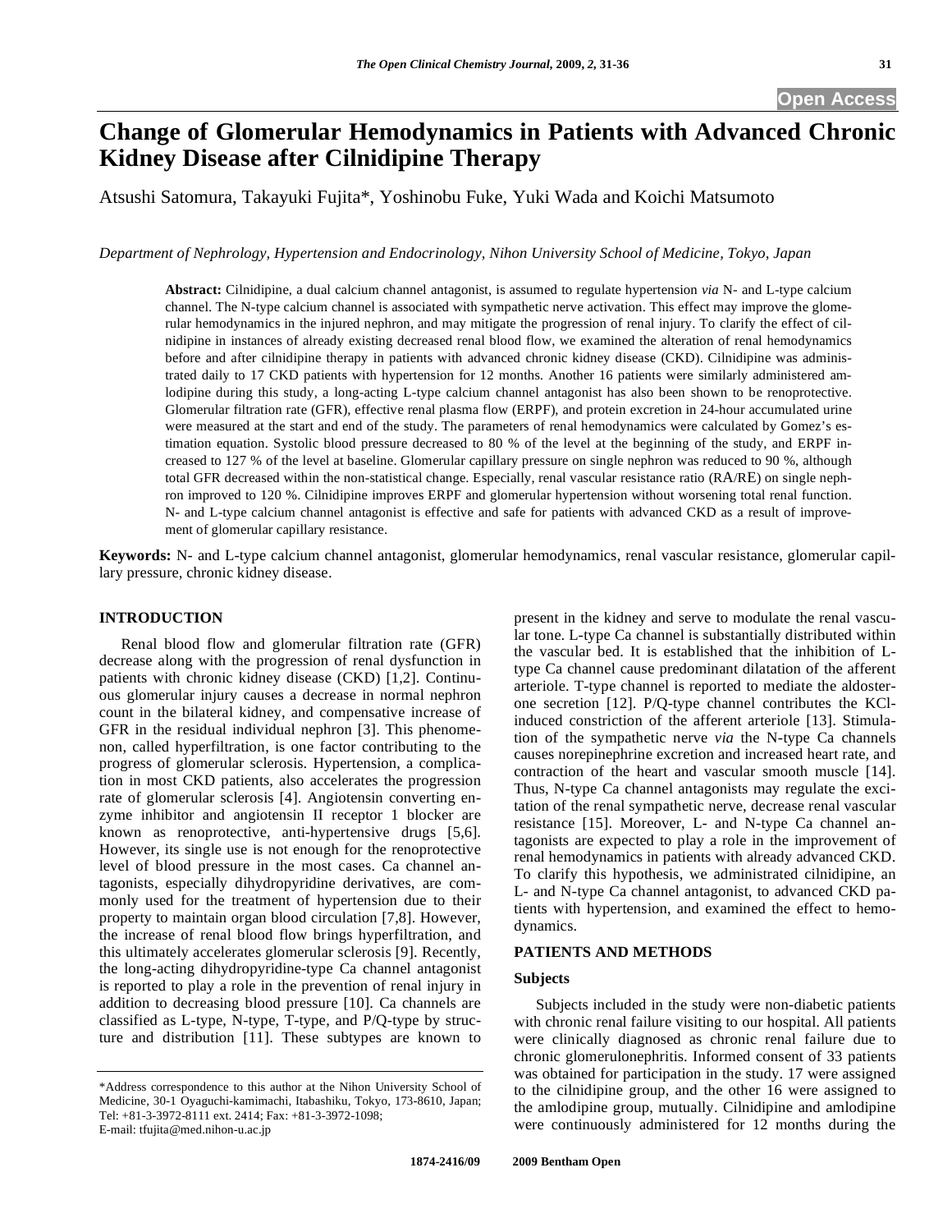Open Access

# Change of Glomerular Hemodynamics in Patients with Advanced Chronic Kidney Disease after Cilnidipine Therapy

Atsushi Satomura, Takayuki Fujita*, Yoshinobu Fuke, Yuki Wada and Koichi Matsumoto

*Department of Nephrology, Hypertension and Endocrinology, Nihon University School of Medicine, Tokyo, Japan*

**Abstract:** Cilnidipine, a dual calcium channel antagonist, is assumed to regulate hypertension *via* N- and L-type calcium channel. The N-type calcium channel is associated with sympathetic nerve activation. This effect may improve the glomerular hemodynamics in the injured nephron, and may mitigate the progression of renal injury. To clarify the effect of cilnidipine in instances of already existing decreased renal blood flow, we examined the alteration of renal hemodynamics before and after cilnidipine therapy in patients with advanced chronic kidney disease (CKD). Cilnidipine was administrated daily to 17 CKD patients with hypertension for 12 months. Another 16 patients were similarly administered amlodipine during this study, a long-acting L-type calcium channel antagonist has also been shown to be renoprotective. Glomerular filtration rate (GFR), effective renal plasma flow (ERPF), and protein excretion in 24-hour accumulated urine were measured at the start and end of the study. The parameters of renal hemodynamics were calculated by Gomez's estimation equation. Systolic blood pressure decreased to 80 % of the level at the beginning of the study, and ERPF increased to 127 % of the level at baseline. Glomerular capillary pressure on single nephron was reduced to 90 %, although total GFR decreased within the non-statistical change. Especially, renal vascular resistance ratio (RA/RE) on single nephron improved to 120 %. Cilnidipine improves ERPF and glomerular hypertension without worsening total renal function. N- and L-type calcium channel antagonist is effective and safe for patients with advanced CKD as a result of improvement of glomerular capillary resistance.

**Keywords:** N- and L-type calcium channel antagonist, glomerular hemodynamics, renal vascular resistance, glomerular capillary pressure, chronic kidney disease.

## INTRODUCTION

Renal blood flow and glomerular filtration rate (GFR) decrease along with the progression of renal dysfunction in patients with chronic kidney disease (CKD) [1,2]. Continuous glomerular injury causes a decrease in normal nephron count in the bilateral kidney, and compensative increase of GFR in the residual individual nephron [3]. This phenomenon, called hyperfiltration, is one factor contributing to the progress of glomerular sclerosis. Hypertension, a complication in most CKD patients, also accelerates the progression rate of glomerular sclerosis [4]. Angiotensin converting enzyme inhibitor and angiotensin II receptor 1 blocker are known as renoprotective, anti-hypertensive drugs [5,6]. However, its single use is not enough for the renoprotective level of blood pressure in the most cases. Ca channel antagonists, especially dihydropyridine derivatives, are commonly used for the treatment of hypertension due to their property to maintain organ blood circulation [7,8]. However, the increase of renal blood flow brings hyperfiltration, and this ultimately accelerates glomerular sclerosis [9]. Recently, the long-acting dihydropyridine-type Ca channel antagonist is reported to play a role in the prevention of renal injury in addition to decreasing blood pressure [10]. Ca channels are classified as L-type, N-type, T-type, and P/Q-type by structure and distribution [11]. These subtypes are known to present in the kidney and serve to modulate the renal vascular tone. L-type Ca channel is substantially distributed within the vascular bed. It is established that the inhibition of L-type Ca channel cause predominant dilatation of the afferent arteriole. T-type channel is reported to mediate the aldosterone secretion [12]. P/Q-type channel contributes the KCl-induced constriction of the afferent arteriole [13]. Stimulation of the sympathetic nerve *via* the N-type Ca channels causes norepinephrine excretion and increased heart rate, and contraction of the heart and vascular smooth muscle [14]. Thus, N-type Ca channel antagonists may regulate the excitation of the renal sympathetic nerve, decrease renal vascular resistance [15]. Moreover, L- and N-type Ca channel antagonists are expected to play a role in the improvement of renal hemodynamics in patients with already advanced CKD. To clarify this hypothesis, we administrated cilnidipine, an L- and N-type Ca channel antagonist, to advanced CKD patients with hypertension, and examined the effect to hemodynamics.

## PATIENTS AND METHODS

### Subjects

Subjects included in the study were non-diabetic patients with chronic renal failure visiting to our hospital. All patients were clinically diagnosed as chronic renal failure due to chronic glomerulonephritis. Informed consent of 33 patients was obtained for participation in the study. 17 were assigned to the cilnidipine group, and the other 16 were assigned to the amlodipine group, mutually. Cilnidipine and amlodipine were continuously administered for 12 months during the

*Address correspondence to this author at the Nihon University School of Medicine, 30-1 Oyaguchi-kamimachi, Itabashiku, Tokyo, 173-8610, Japan; Tel: +81-3-3972-8111 ext. 2414; Fax: +81-3-3972-1098; E-mail: tfujita@med.nihon-u.ac.jp

1874-2416/09 2009 Bentham Open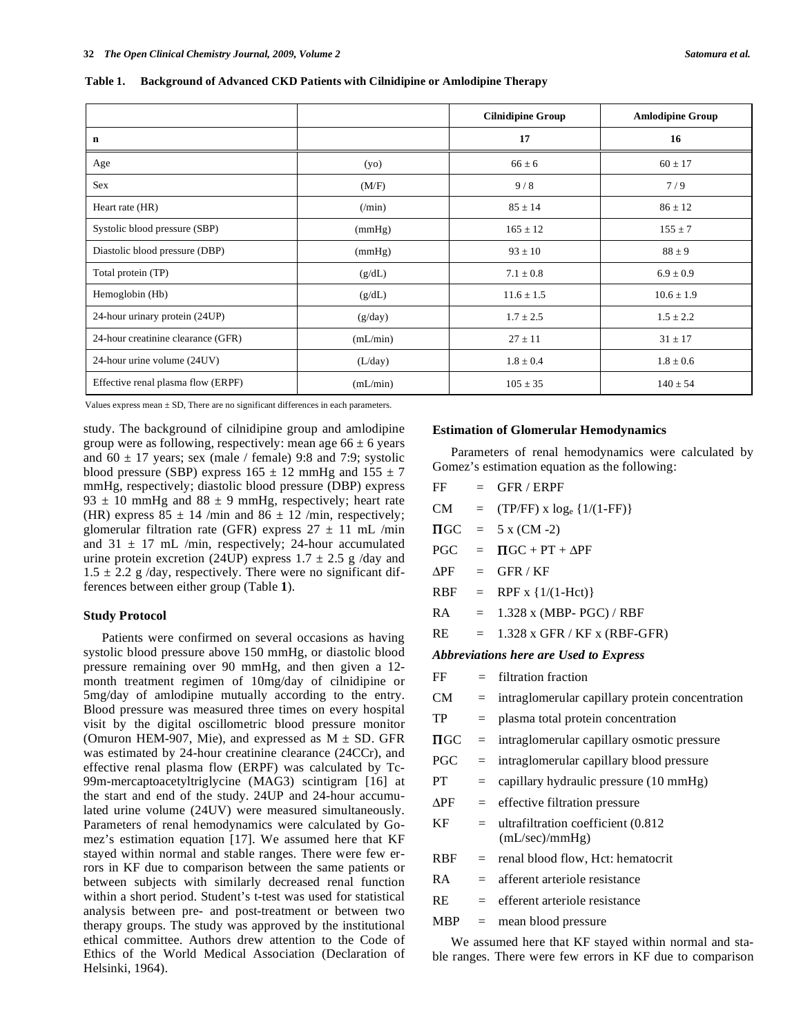**Table 1. Background of Advanced CKD Patients with Cilnidipine or Amlodipine Therapy**

| | | Cilnidipine Group | Amlodipine Group |
|---|---|---|---|
| **n** | | **17** | **16** |
| Age | (yo) | 66 ± 6 | 60 ± 17 |
| Sex | (M/F) | 9 / 8 | 7 / 9 |
| Heart rate (HR) | (/min) | 85 ± 14 | 86 ± 12 |
| Systolic blood pressure (SBP) | (mmHg) | 165 ± 12 | 155 ± 7 |
| Diastolic blood pressure (DBP) | (mmHg) | 93 ± 10 | 88 ± 9 |
| Total protein (TP) | (g/dL) | 7.1 ± 0.8 | 6.9 ± 0.9 |
| Hemoglobin (Hb) | (g/dL) | 11.6 ± 1.5 | 10.6 ± 1.9 |
| 24-hour urinary protein (24UP) | (g/day) | 1.7 ± 2.5 | 1.5 ± 2.2 |
| 24-hour creatinine clearance (GFR) | (mL/min) | 27 ± 11 | 31 ± 17 |
| 24-hour urine volume (24UV) | (L/day) | 1.8 ± 0.4 | 1.8 ± 0.6 |
| Effective renal plasma flow (ERPF) | (mL/min) | 105 ± 35 | 140 ± 54 |

Values express mean ± SD, There are no significant differences in each parameters.

study. The background of cilnidipine group and amlodipine group were as following, respectively: mean age 66 ± 6 years and 60 ± 17 years; sex (male / female) 9:8 and 7:9; systolic blood pressure (SBP) express 165 ± 12 mmHg and 155 ± 7 mmHg, respectively; diastolic blood pressure (DBP) express 93 ± 10 mmHg and 88 ± 9 mmHg, respectively; heart rate (HR) express 85 ± 14 /min and 86 ± 12 /min, respectively; glomerular filtration rate (GFR) express 27 ± 11 mL /min and 31 ± 17 mL /min, respectively; 24-hour accumulated urine protein excretion (24UP) express 1.7 ± 2.5 g /day and 1.5 ± 2.2 g /day, respectively. There were no significant differences between either group (Table **1**).

### Study Protocol

Patients were confirmed on several occasions as having systolic blood pressure above 150 mmHg, or diastolic blood pressure remaining over 90 mmHg, and then given a 12-month treatment regimen of 10mg/day of cilnidipine or 5mg/day of amlodipine mutually according to the entry. Blood pressure was measured three times on every hospital visit by the digital oscillometric blood pressure monitor (Omuron HEM-907, Mie), and expressed as M ± SD. GFR was estimated by 24-hour creatinine clearance (24CCr), and effective renal plasma flow (ERPF) was calculated by Tc-99m-mercaptoacetyltriglycine (MAG3) scintigram [16] at the start and end of the study. 24UP and 24-hour accumulated urine volume (24UV) were measured simultaneously. Parameters of renal hemodynamics were calculated by Gomez's estimation equation [17]. We assumed here that KF stayed within normal and stable ranges. There were few errors in KF due to comparison between the same patients or between subjects with similarly decreased renal function within a short period. Student's t-test was used for statistical analysis between pre- and post-treatment or between two therapy groups. The study was approved by the institutional ethical committee. Authors drew attention to the Code of Ethics of the World Medical Association (Declaration of Helsinki, 1964).

### Estimation of Glomerular Hemodynamics

Parameters of renal hemodynamics were calculated by Gomez's estimation equation as the following:

$FF = GFR / ERPF$

$CM = (TP/FF) \times \log_e \{1/(1-FF)\}$

$\Pi GC = 5 \times (CM - 2)$

$PGC = \Pi GC + PT + \Delta PF$

$\Delta PF = GFR / KF$

$RBF = RPF \times \{1/(1-Hct)\}$

$RA = 1.328 \times (MBP - PGC) / RBF$

$RE = 1.328 \times GFR / KF \times (RBF - GFR)$

***Abbreviations here are Used to Express***

FF = filtration fraction

CM = intraglomerular capillary protein concentration

TP = plasma total protein concentration

$\Pi$GC = intraglomerular capillary osmotic pressure

PGC = intraglomerular capillary blood pressure

PT = capillary hydraulic pressure (10 mmHg)

$\Delta$PF = effective filtration pressure

KF = ultrafiltration coefficient (0.812 (mL/sec)/mmHg)

RBF = renal blood flow, Hct: hematocrit

RA = afferent arteriole resistance

RE = efferent arteriole resistance

MBP = mean blood pressure

We assumed here that KF stayed within normal and stable ranges. There were few errors in KF due to comparison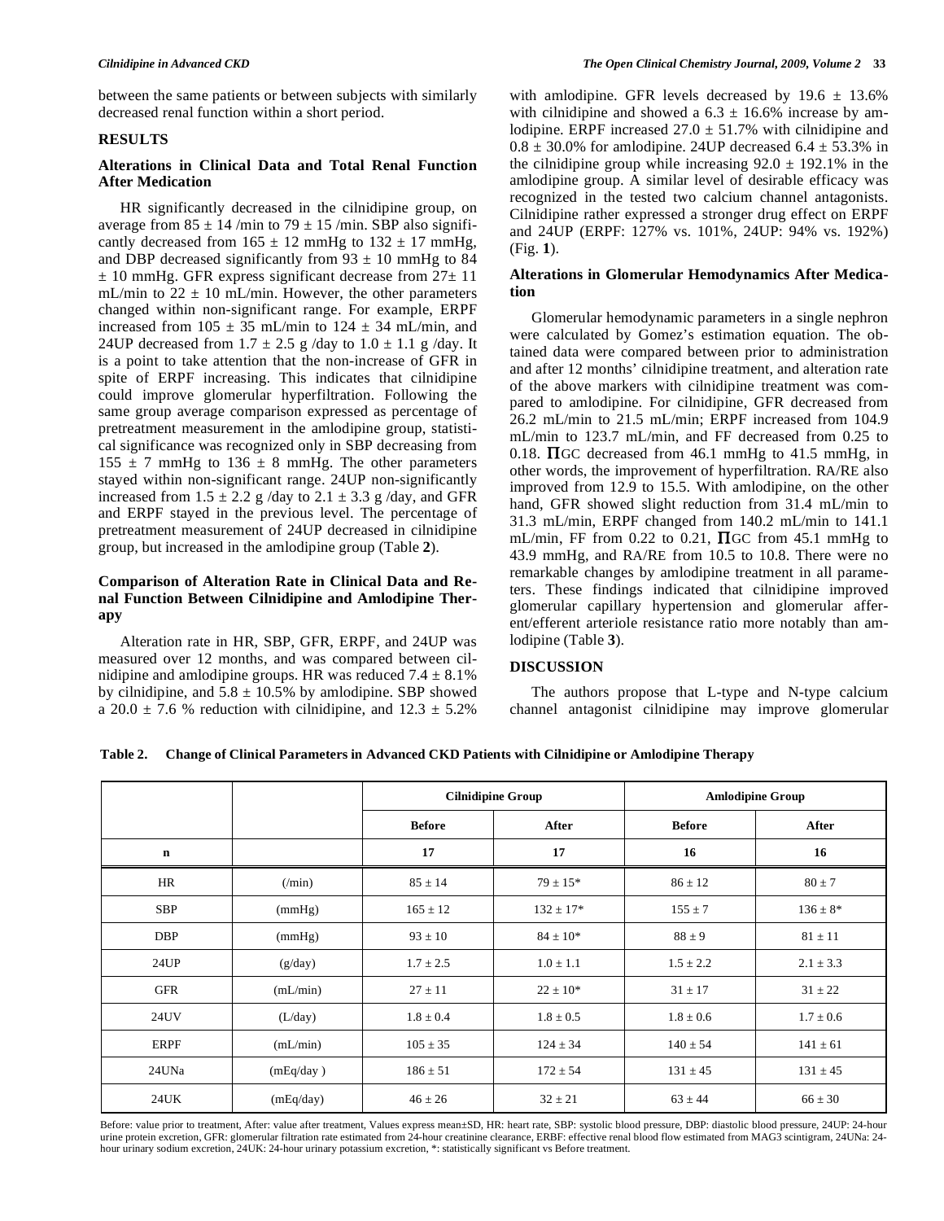between the same patients or between subjects with similarly decreased renal function within a short period.

## RESULTS

### Alterations in Clinical Data and Total Renal Function After Medication

HR significantly decreased in the cilnidipine group, on average from 85 ± 14 /min to 79 ± 15 /min. SBP also significantly decreased from 165 ± 12 mmHg to 132 ± 17 mmHg, and DBP decreased significantly from 93 ± 10 mmHg to 84 ± 10 mmHg. GFR express significant decrease from 27± 11 mL/min to 22 ± 10 mL/min. However, the other parameters changed within non-significant range. For example, ERPF increased from 105 ± 35 mL/min to 124 ± 34 mL/min, and 24UP decreased from 1.7 ± 2.5 g /day to 1.0 ± 1.1 g /day. It is a point to take attention that the non-increase of GFR in spite of ERPF increasing. This indicates that cilnidipine could improve glomerular hyperfiltration. Following the same group average comparison expressed as percentage of pretreatment measurement in the amlodipine group, statistical significance was recognized only in SBP decreasing from 155 ± 7 mmHg to 136 ± 8 mmHg. The other parameters stayed within non-significant range. 24UP non-significantly increased from 1.5 ± 2.2 g /day to 2.1 ± 3.3 g /day, and GFR and ERPF stayed in the previous level. The percentage of pretreatment measurement of 24UP decreased in cilnidipine group, but increased in the amlodipine group (Table **2**).

### Comparison of Alteration Rate in Clinical Data and Renal Function Between Cilnidipine and Amlodipine Therapy

Alteration rate in HR, SBP, GFR, ERPF, and 24UP was measured over 12 months, and was compared between cilnidipine and amlodipine groups. HR was reduced 7.4 ± 8.1% by cilnidipine, and 5.8 ± 10.5% by amlodipine. SBP showed a 20.0 ± 7.6 % reduction with cilnidipine, and 12.3 ± 5.2% with amlodipine. GFR levels decreased by 19.6 ± 13.6% with cilnidipine and showed a 6.3 ± 16.6% increase by amlodipine. ERPF increased 27.0 ± 51.7% with cilnidipine and 0.8 ± 30.0% for amlodipine. 24UP decreased 6.4 ± 53.3% in the cilnidipine group while increasing 92.0 ± 192.1% in the amlodipine group. A similar level of desirable efficacy was recognized in the tested two calcium channel antagonists. Cilnidipine rather expressed a stronger drug effect on ERPF and 24UP (ERPF: 127% vs. 101%, 24UP: 94% vs. 192%) (Fig. **1**).

### Alterations in Glomerular Hemodynamics After Medication

Glomerular hemodynamic parameters in a single nephron were calculated by Gomez's estimation equation. The obtained data were compared between prior to administration and after 12 months' cilnidipine treatment, and alteration rate of the above markers with cilnidipine treatment was compared to amlodipine. For cilnidipine, GFR decreased from 26.2 mL/min to 21.5 mL/min; ERPF increased from 104.9 mL/min to 123.7 mL/min, and FF decreased from 0.25 to 0.18. $\Pi$GC decreased from 46.1 mmHg to 41.5 mmHg, in other words, the improvement of hyperfiltration. RA/RE also improved from 12.9 to 15.5. With amlodipine, on the other hand, GFR showed slight reduction from 31.4 mL/min to 31.3 mL/min, ERPF changed from 140.2 mL/min to 141.1 mL/min, FF from 0.22 to 0.21, $\Pi$GC from 45.1 mmHg to 43.9 mmHg, and RA/RE from 10.5 to 10.8. There were no remarkable changes by amlodipine treatment in all parameters. These findings indicated that cilnidipine improved glomerular capillary hypertension and glomerular afferent/efferent arteriole resistance ratio more notably than amlodipine (Table **3**).

## DISCUSSION

The authors propose that L-type and N-type calcium channel antagonist cilnidipine may improve glomerular

**Table 2. Change of Clinical Parameters in Advanced CKD Patients with Cilnidipine or Amlodipine Therapy**

| | | Cilnidipine Group | | Amlodipine Group | |
|---|---|---|---|---|---|
| | | Before | After | Before | After |
| n | | 17 | 17 | 16 | 16 |
| HR | (/min) | 85 ± 14 | 79 ± 15* | 86 ± 12 | 80 ± 7 |
| SBP | (mmHg) | 165 ± 12 | 132 ± 17* | 155 ± 7 | 136 ± 8* |
| DBP | (mmHg) | 93 ± 10 | 84 ± 10* | 88 ± 9 | 81 ± 11 |
| 24UP | (g/day) | 1.7 ± 2.5 | 1.0 ± 1.1 | 1.5 ± 2.2 | 2.1 ± 3.3 |
| GFR | (mL/min) | 27 ± 11 | 22 ± 10* | 31 ± 17 | 31 ± 22 |
| 24UV | (L/day) | 1.8 ± 0.4 | 1.8 ± 0.5 | 1.8 ± 0.6 | 1.7 ± 0.6 |
| ERPF | (mL/min) | 105 ± 35 | 124 ± 34 | 140 ± 54 | 141 ± 61 |
| 24UNa | (mEq/day ) | 186 ± 51 | 172 ± 54 | 131 ± 45 | 131 ± 45 |
| 24UK | (mEq/day) | 46 ± 26 | 32 ± 21 | 63 ± 44 | 66 ± 30 |

Before: value prior to treatment, After: value after treatment, Values express mean±SD, HR: heart rate, SBP: systolic blood pressure, DBP: diastolic blood pressure, 24UP: 24-hour urine protein excretion, GFR: glomerular filtration rate estimated from 24-hour creatinine clearance, ERBF: effective renal blood flow estimated from MAG3 scintigram, 24UNa: 24-hour urinary sodium excretion, 24UK: 24-hour urinary potassium excretion, *: statistically significant vs Before treatment.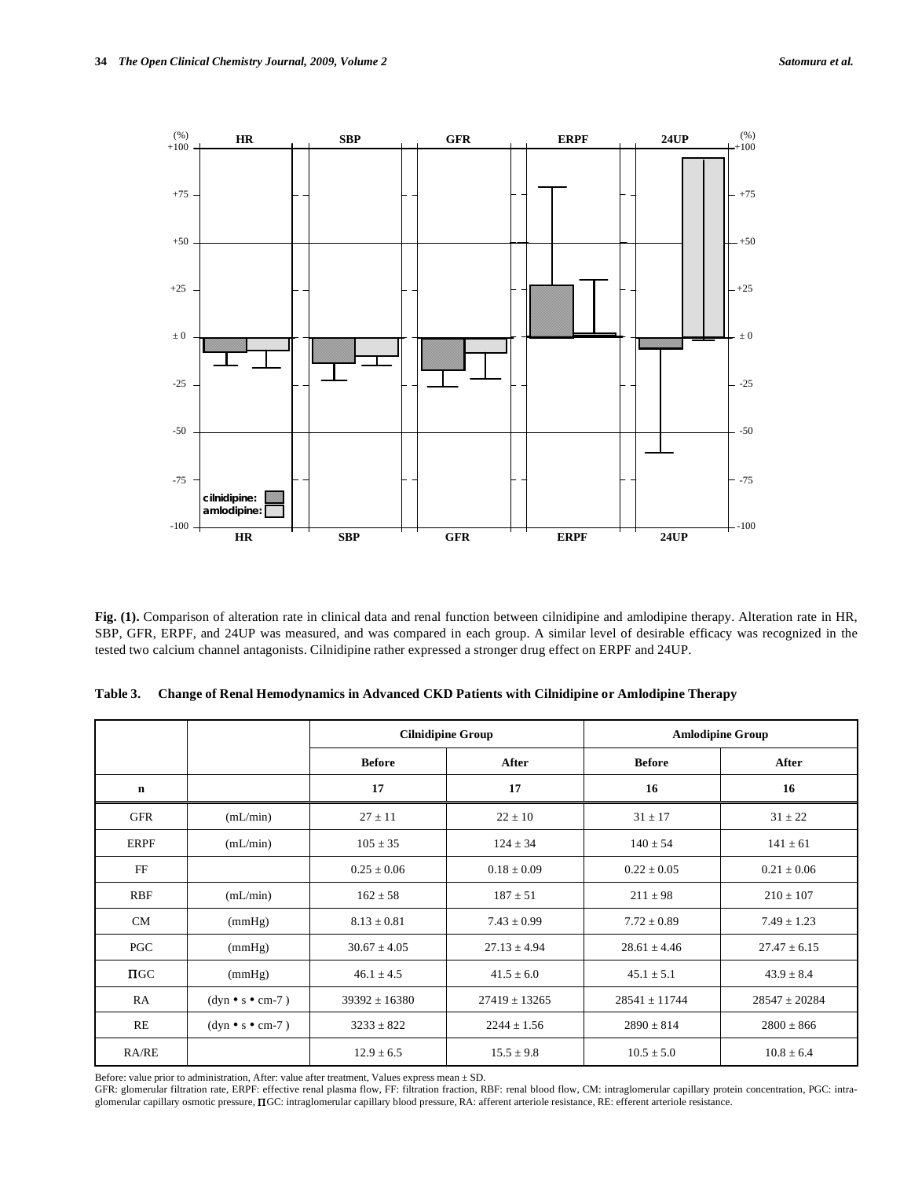**Fig. (1).** Comparison of alteration rate in clinical data and renal function between cilnidipine and amlodipine therapy. Alteration rate in HR, SBP, GFR, ERPF, and 24UP was measured, and was compared in each group. A similar level of desirable efficacy was recognized in the tested two calcium channel antagonists. Cilnidipine rather expressed a stronger drug effect on ERPF and 24UP.

**Table 3. Change of Renal Hemodynamics in Advanced CKD Patients with Cilnidipine or Amlodipine Therapy**

| | | Cilnidipine Group | | Amlodipine Group | |
|---|---|---|---|---|---|
| | | Before | After | Before | After |
| n | | 17 | 17 | 16 | 16 |
| GFR | (mL/min) | 27 ± 11 | 22 ± 10 | 31 ± 17 | 31 ± 22 |
| ERPF | (mL/min) | 105 ± 35 | 124 ± 34 | 140 ± 54 | 141 ± 61 |
| FF | | 0.25 ± 0.06 | 0.18 ± 0.09 | 0.22 ± 0.05 | 0.21 ± 0.06 |
| RBF | (mL/min) | 162 ± 58 | 187 ± 51 | 211 ± 98 | 210 ± 107 |
| CM | (mmHg) | 8.13 ± 0.81 | 7.43 ± 0.99 | 7.72 ± 0.89 | 7.49 ± 1.23 |
| PGC | (mmHg) | 30.67 ± 4.05 | 27.13 ± 4.94 | 28.61 ± 4.46 | 27.47 ± 6.15 |
| ΠGC | (mmHg) | 46.1 ± 4.5 | 41.5 ± 6.0 | 45.1 ± 5.1 | 43.9 ± 8.4 |
| RA | (dyn • s • cm-7 ) | 39392 ± 16380 | 27419 ± 13265 | 28541 ± 11744 | 28547 ± 20284 |
| RE | (dyn • s • cm-7 ) | 3233 ± 822 | 2244 ± 1.56 | 2890 ± 814 | 2800 ± 866 |
| RA/RE | | 12.9 ± 6.5 | 15.5 ± 9.8 | 10.5 ± 5.0 | 10.8 ± 6.4 |

Before: value prior to administration, After: value after treatment, Values express mean ± SD.
GFR: glomerular filtration rate, ERPF: effective renal plasma flow, FF: filtration fraction, RBF: renal blood flow, CM: intraglomerular capillary protein concentration, PGC: intraglomerular capillary osmotic pressure, ΠGC: intraglomerular capillary blood pressure, RA: afferent arteriole resistance, RE: efferent arteriole resistance.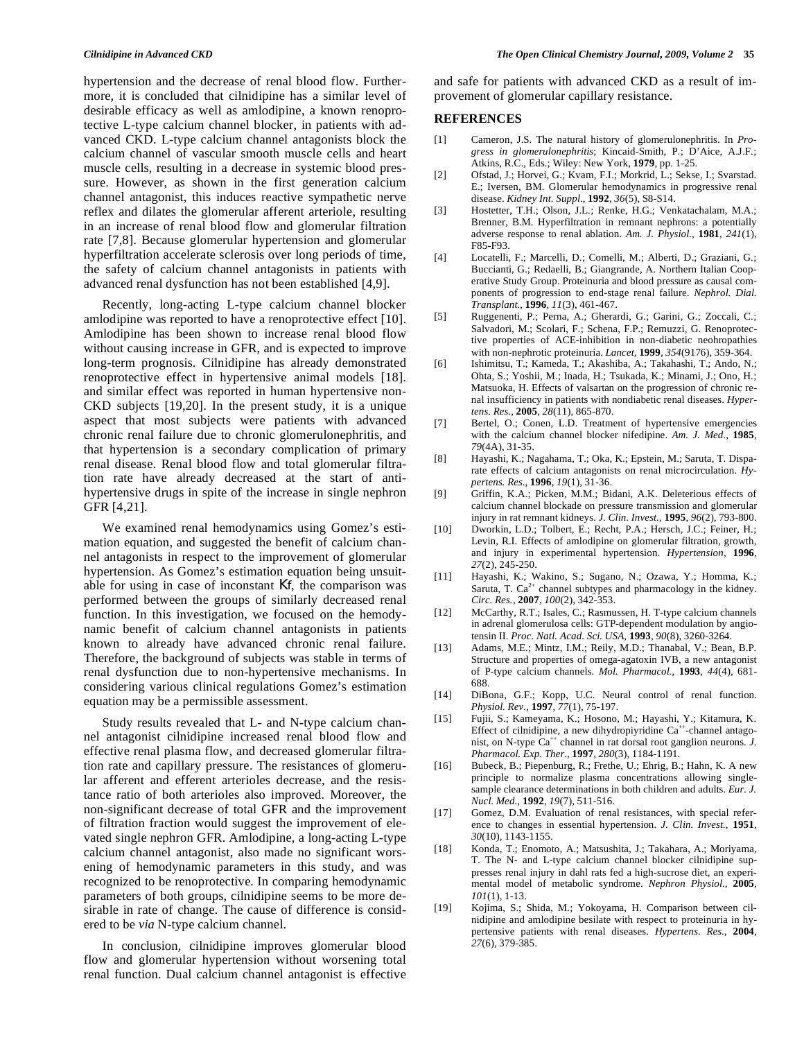hypertension and the decrease of renal blood flow. Furthermore, it is concluded that cilnidipine has a similar level of desirable efficacy as well as amlodipine, a known renoprotective L-type calcium channel blocker, in patients with advanced CKD. L-type calcium channel antagonists block the calcium channel of vascular smooth muscle cells and heart muscle cells, resulting in a decrease in systemic blood pressure. However, as shown in the first generation calcium channel antagonist, this induces reactive sympathetic nerve reflex and dilates the glomerular afferent arteriole, resulting in an increase of renal blood flow and glomerular filtration rate [7,8]. Because glomerular hypertension and glomerular hyperfiltration accelerate sclerosis over long periods of time, the safety of calcium channel antagonists in patients with advanced renal dysfunction has not been established [4,9].

Recently, long-acting L-type calcium channel blocker amlodipine was reported to have a renoprotective effect [10]. Amlodipine has been shown to increase renal blood flow without causing increase in GFR, and is expected to improve long-term prognosis. Cilnidipine has already demonstrated renoprotective effect in hypertensive animal models [18]. and similar effect was reported in human hypertensive non-CKD subjects [19,20]. In the present study, it is a unique aspect that most subjects were patients with advanced chronic renal failure due to chronic glomerulonephritis, and that hypertension is a secondary complication of primary renal disease. Renal blood flow and total glomerular filtration rate have already decreased at the start of anti-hypertensive drugs in spite of the increase in single nephron GFR [4,21].

We examined renal hemodynamics using Gomez's estimation equation, and suggested the benefit of calcium channel antagonists in respect to the improvement of glomerular hypertension. As Gomez's estimation equation being unsuitable for using in case of inconstant Kf, the comparison was performed between the groups of similarly decreased renal function. In this investigation, we focused on the hemodynamic benefit of calcium channel antagonists in patients known to already have advanced chronic renal failure. Therefore, the background of subjects was stable in terms of renal dysfunction due to non-hypertensive mechanisms. In considering various clinical regulations Gomez's estimation equation may be a permissible assessment.

Study results revealed that L- and N-type calcium channel antagonist cilnidipine increased renal blood flow and effective renal plasma flow, and decreased glomerular filtration rate and capillary pressure. The resistances of glomerular afferent and efferent arterioles decrease, and the resistance ratio of both arterioles also improved. Moreover, the non-significant decrease of total GFR and the improvement of filtration fraction would suggest the improvement of elevated single nephron GFR. Amlodipine, a long-acting L-type calcium channel antagonist, also made no significant worsening of hemodynamic parameters in this study, and was recognized to be renoprotective. In comparing hemodynamic parameters of both groups, cilnidipine seems to be more desirable in rate of change. The cause of difference is considered to be *via* N-type calcium channel.

In conclusion, cilnidipine improves glomerular blood flow and glomerular hypertension without worsening total renal function. Dual calcium channel antagonist is effective and safe for patients with advanced CKD as a result of improvement of glomerular capillary resistance.

## REFERENCES

[1] Cameron, J.S. The natural history of glomerulonephritis. In *Progress in glomerulonephritis*; Kincaid-Smith, P.; D'Aice, A.J.F.; Atkins, R.C., Eds.; Wiley: New York, **1979**, pp. 1-25.

[2] Ofstad, J.; Horvei, G.; Kvam, F.I.; Morkrid, L.; Sekse, I.; Svarstad. E.; Iversen, BM. Glomerular hemodynamics in progressive renal disease. *Kidney Int. Suppl*., **1992**, *36*(5), S8-S14.

[3] Hostetter, T.H.; Olson, J.L.; Renke, H.G.; Venkatachalam, M.A.; Brenner, B.M. Hyperfiltration in remnant nephrons: a potentially adverse response to renal ablation. *Am. J. Physiol*., **1981**, *241*(1), F85-F93.

[4] Locatelli, F.; Marcelli, D.; Comelli, M.; Alberti, D.; Graziani, G.; Buccianti, G.; Redaelli, B.; Giangrande, A. Northern Italian Cooperative Study Group. Proteinuria and blood pressure as causal components of progression to end-stage renal failure. *Nephrol. Dial. Transplant*., **1996**, *11*(3), 461-467.

[5] Ruggenenti, P.; Perna, A.; Gherardi, G.; Garini, G.; Zoccali, C.; Salvadori, M.; Scolari, F.; Schena, F.P.; Remuzzi, G. Renoprotective properties of ACE-inhibition in non-diabetic neohropathies with non-nephrotic proteinuria. *Lancet*, **1999**, *354*(9176), 359-364.

[6] Ishimitsu, T.; Kameda, T.; Akashiba, A.; Takahashi, T.; Ando, N.; Ohta, S.; Yoshii, M.; Inada, H.; Tsukada, K.; Minami, J.; Ono, H.; Matsuoka, H. Effects of valsartan on the progression of chronic renal insufficiency in patients with nondiabetic renal diseases. *Hypertens. Res*., **2005**, *28*(11), 865-870.

[7] Bertel, O.; Conen, L.D. Treatment of hypertensive emergencies with the calcium channel blocker nifedipine. *Am. J. Med*., **1985**, *79*(4A), 31-35.

[8] Hayashi, K.; Nagahama, T.; Oka, K.; Epstein, M.; Saruta, T. Disparate effects of calcium antagonists on renal microcirculation. *Hypertens. Res*., **1996**, *19*(1), 31-36.

[9] Griffin, K.A.; Picken, M.M.; Bidani, A.K. Deleterious effects of calcium channel blockade on pressure transmission and glomerular injury in rat remnant kidneys. *J. Clin. Invest*., **1995**, *96*(2), 793-800.

[10] Dworkin, L.D.; Tolbert, E.; Recht, P.A.; Hersch, J.C.; Feiner, H.; Levin, R.I. Effects of amlodipine on glomerular filtration, growth, and injury in experimental hypertension. *Hypertension*, **1996**, *27*(2), 245-250.

[11] Hayashi, K.; Wakino, S.; Sugano, N.; Ozawa, Y.; Homma, K.; Saruta, T. $Ca^{2+}$ channel subtypes and pharmacology in the kidney. *Circ. Res*., **2007**, *100*(2), 342-353.

[12] McCarthy, R.T.; Isales, C.; Rasmussen, H. T-type calcium channels in adrenal glomerulosa cells: GTP-dependent modulation by angiotensin II. *Proc. Natl. Acad. Sci. USA*, **1993**, *90*(8), 3260-3264.

[13] Adams, M.E.; Mintz, I.M.; Reily, M.D.; Thanabal, V.; Bean, B.P. Structure and properties of omega-agatoxin IVB, a new antagonist of P-type calcium channels. *Mol. Pharmacol*., **1993**, *44*(4), 681-688.

[14] DiBona, G.F.; Kopp, U.C. Neural control of renal function. *Physiol. Rev*., **1997**, *77*(1), 75-197.

[15] Fujii, S.; Kameyama, K.; Hosono, M.; Hayashi, Y.; Kitamura, K. Effect of cilnidipine, a new dihydropyridine $Ca^{++}$-channel antagonist, on N-type $Ca^{++}$ channel in rat dorsal root ganglion neurons. *J. Pharmacol. Exp. Ther*., **1997**, *280*(3), 1184-1191.

[16] Bubeck, B.; Piepenburg, R.; Frethe, U.; Ehrig, B.; Hahn, K. A new principle to normalize plasma concentrations allowing single-sample clearance determinations in both children and adults. *Eur. J. Nucl. Med*., **1992**, *19*(7), 511-516.

[17] Gomez, D.M. Evaluation of renal resistances, with special reference to changes in essential hypertension. *J. Clin. Invest*., **1951**, *30*(10), 1143-1155.

[18] Konda, T.; Enomoto, A.; Matsushita, J.; Takahara, A.; Moriyama, T. The N- and L-type calcium channel blocker cilnidipine suppresses renal injury in dahl rats fed a high-sucrose diet, an experimental model of metabolic syndrome. *Nephron Physiol*., **2005**, *101*(1), 1-13.

[19] Kojima, S.; Shida, M.; Yokoyama, H. Comparison between cilnidipine and amlodipine besilate with respect to proteinuria in hypertensive patients with renal diseases. *Hypertens. Res*., **2004**, *27*(6), 379-385.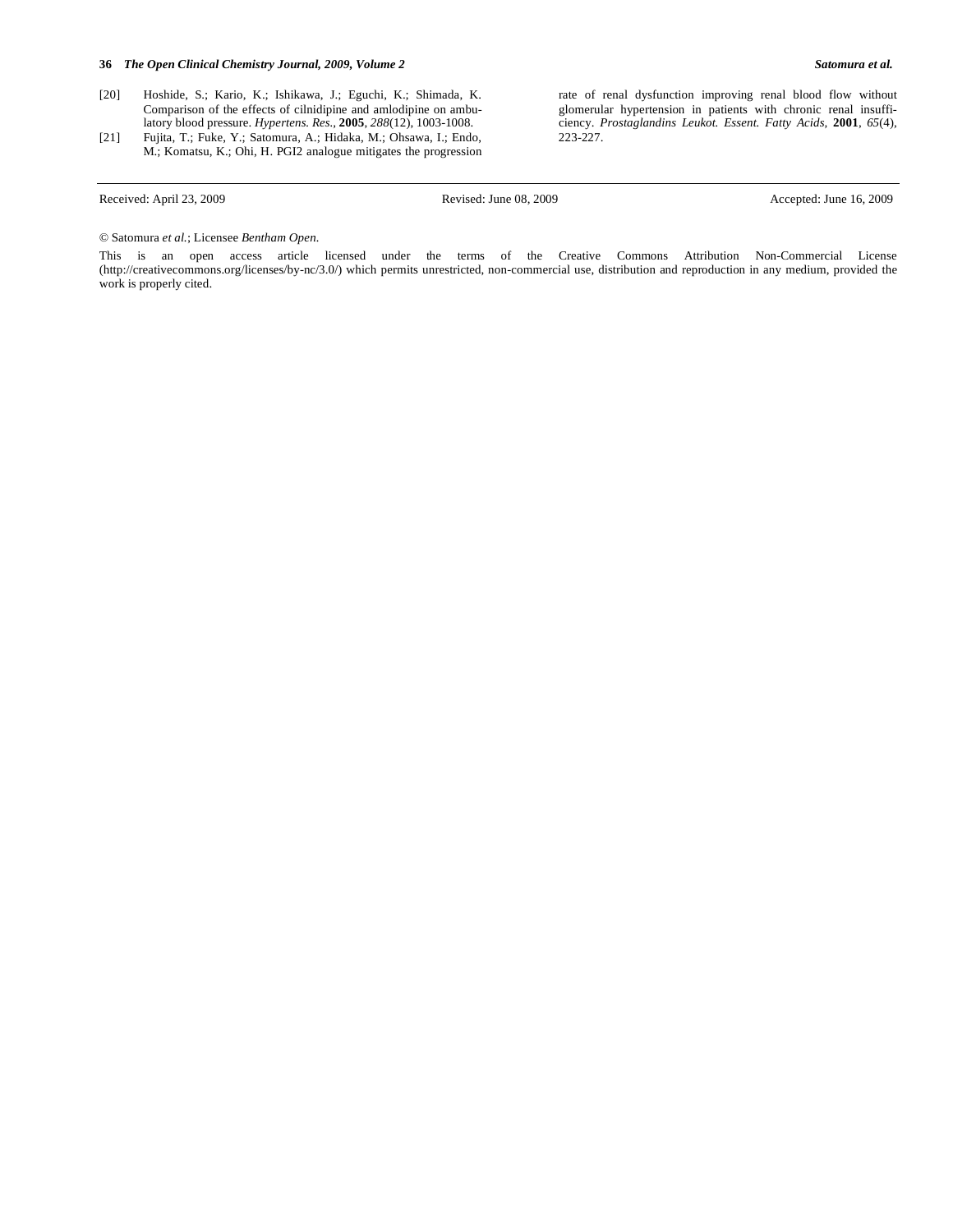[20] Hoshide, S.; Kario, K.; Ishikawa, J.; Eguchi, K.; Shimada, K. Comparison of the effects of cilnidipine and amlodipine on ambulatory blood pressure. *Hypertens. Res.*, **2005**, *288*(12), 1003-1008.

[21] Fujita, T.; Fuke, Y.; Satomura, A.; Hidaka, M.; Ohsawa, I.; Endo, M.; Komatsu, K.; Ohi, H. PGI2 analogue mitigates the progression rate of renal dysfunction improving renal blood flow without glomerular hypertension in patients with chronic renal insufficiency. *Prostaglandins Leukot. Essent. Fatty Acids*, **2001**, *65*(4), 223-227.

---

Received: April 23, 2009 Revised: June 08, 2009 Accepted: June 16, 2009

© Satomura *et al.*; Licensee *Bentham Open*.

This is an open access article licensed under the terms of the Creative Commons Attribution Non-Commercial License (http://creativecommons.org/licenses/by-nc/3.0/) which permits unrestricted, non-commercial use, distribution and reproduction in any medium, provided the work is properly cited.